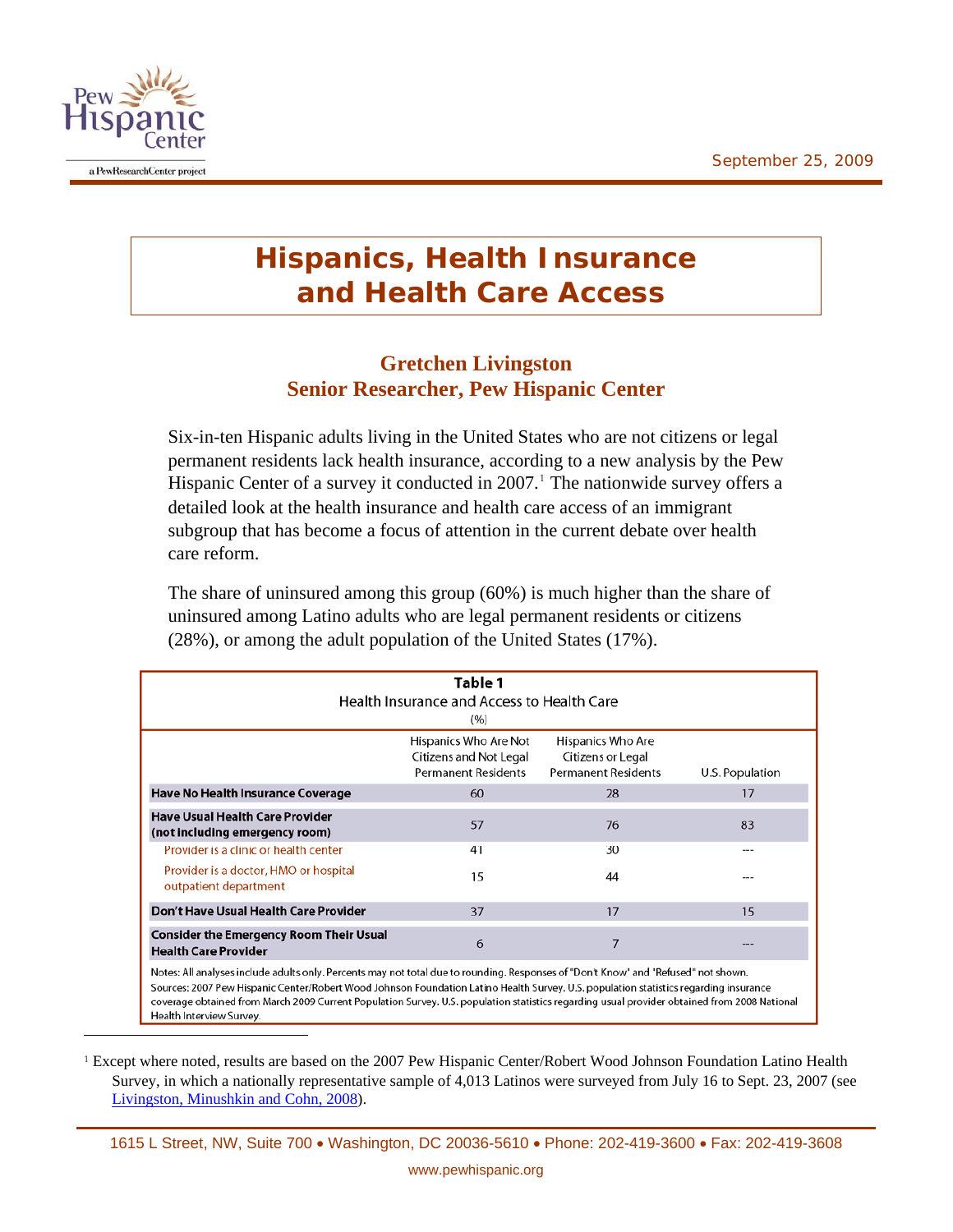September 25, 2009

# Hispanics, Health Insurance and Health Care Access

## Gretchen Livingston
## Senior Researcher, Pew Hispanic Center

Six-in-ten Hispanic adults living in the United States who are not citizens or legal permanent residents lack health insurance, according to a new analysis by the Pew Hispanic Center of a survey it conducted in 2007.[1] The nationwide survey offers a detailed look at the health insurance and health care access of an immigrant subgroup that has become a focus of attention in the current debate over health care reform.

The share of uninsured among this group (60%) is much higher than the share of uninsured among Latino adults who are legal permanent residents or citizens (28%), or among the adult population of the United States (17%).

**Table 1**
Health Insurance and Access to Health Care
(%)

| | Hispanics Who Are Not Citizens and Not Legal Permanent Residents | Hispanics Who Are Citizens or Legal Permanent Residents | U.S. Population |
|---|---|---|---|
| **Have No Health Insurance Coverage** | 60 | 28 | 17 |
| **Have Usual Health Care Provider (not including emergency room)** | 57 | 76 | 83 |
| Provider is a clinic or health center | 41 | 30 | --- |
| Provider is a doctor, HMO or hospital outpatient department | 15 | 44 | --- |
| **Don't Have Usual Health Care Provider** | 37 | 17 | 15 |
| **Consider the Emergency Room Their Usual Health Care Provider** | 6 | 7 | --- |

Notes: All analyses include adults only. Percents may not total due to rounding. Responses of "Don't Know" and "Refused" not shown.
Sources: 2007 Pew Hispanic Center/Robert Wood Johnson Foundation Latino Health Survey. U.S. population statistics regarding insurance coverage obtained from March 2009 Current Population Survey. U.S. population statistics regarding usual provider obtained from 2008 National Health Interview Survey.

[1] Except where noted, results are based on the 2007 Pew Hispanic Center/Robert Wood Johnson Foundation Latino Health Survey, in which a nationally representative sample of 4,013 Latinos were surveyed from July 16 to Sept. 23, 2007 (see Livingston, Minushkin and Cohn, 2008).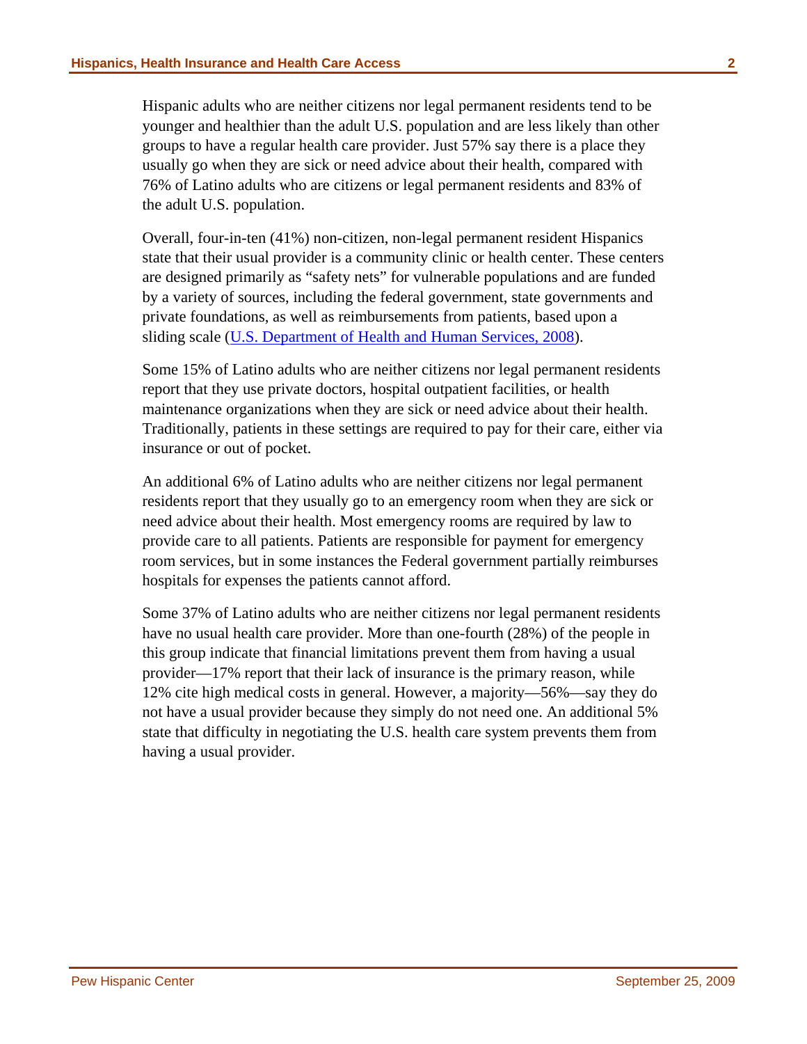Hispanic adults who are neither citizens nor legal permanent residents tend to be younger and healthier than the adult U.S. population and are less likely than other groups to have a regular health care provider. Just 57% say there is a place they usually go when they are sick or need advice about their health, compared with 76% of Latino adults who are citizens or legal permanent residents and 83% of the adult U.S. population.

Overall, four-in-ten (41%) non-citizen, non-legal permanent resident Hispanics state that their usual provider is a community clinic or health center. These centers are designed primarily as "safety nets" for vulnerable populations and are funded by a variety of sources, including the federal government, state governments and private foundations, as well as reimbursements from patients, based upon a sliding scale (U.S. Department of Health and Human Services, 2008).

Some 15% of Latino adults who are neither citizens nor legal permanent residents report that they use private doctors, hospital outpatient facilities, or health maintenance organizations when they are sick or need advice about their health. Traditionally, patients in these settings are required to pay for their care, either via insurance or out of pocket.

An additional 6% of Latino adults who are neither citizens nor legal permanent residents report that they usually go to an emergency room when they are sick or need advice about their health. Most emergency rooms are required by law to provide care to all patients. Patients are responsible for payment for emergency room services, but in some instances the Federal government partially reimburses hospitals for expenses the patients cannot afford.

Some 37% of Latino adults who are neither citizens nor legal permanent residents have no usual health care provider. More than one-fourth (28%) of the people in this group indicate that financial limitations prevent them from having a usual provider—17% report that their lack of insurance is the primary reason, while 12% cite high medical costs in general. However, a majority—56%—say they do not have a usual provider because they simply do not need one. An additional 5% state that difficulty in negotiating the U.S. health care system prevents them from having a usual provider.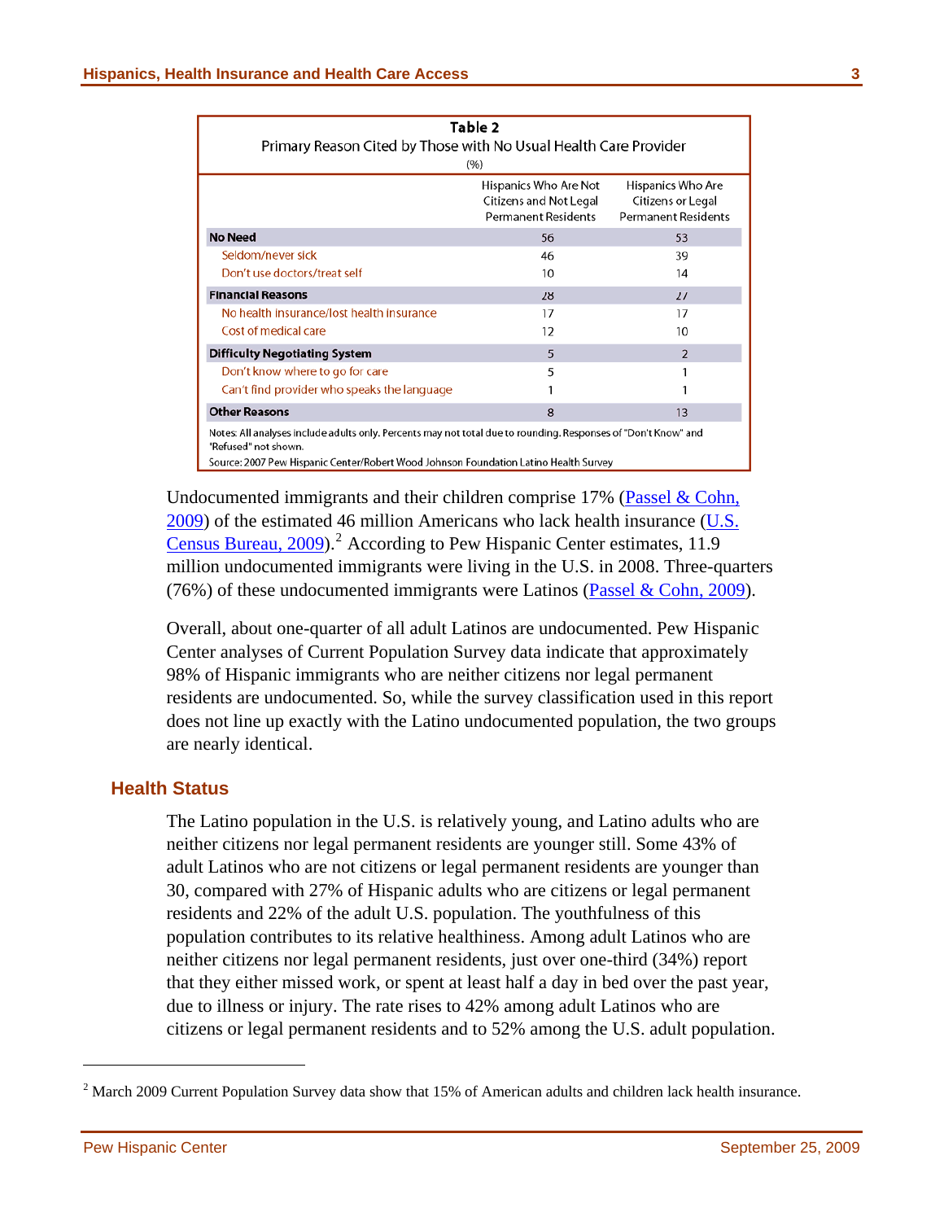**Table 2**
Primary Reason Cited by Those with No Usual Health Care Provider
(%)

| | Hispanics Who Are Not Citizens and Not Legal Permanent Residents | Hispanics Who Are Citizens or Legal Permanent Residents |
|---|---|---|
| **No Need** | 56 | 53 |
| Seldom/never sick | 46 | 39 |
| Don't use doctors/treat self | 10 | 14 |
| **Financial Reasons** | 28 | 27 |
| No health insurance/lost health insurance | 17 | 17 |
| Cost of medical care | 12 | 10 |
| **Difficulty Negotiating System** | 5 | 2 |
| Don't know where to go for care | 5 | 1 |
| Can't find provider who speaks the language | 1 | 1 |
| **Other Reasons** | 8 | 13 |

Notes: All analyses include adults only. Percents may not total due to rounding. Responses of "Don't Know" and "Refused" not shown.

Source: 2007 Pew Hispanic Center/Robert Wood Johnson Foundation Latino Health Survey

Undocumented immigrants and their children comprise 17% (Passel & Cohn, 2009) of the estimated 46 million Americans who lack health insurance (U.S. Census Bureau, 2009).[2] According to Pew Hispanic Center estimates, 11.9 million undocumented immigrants were living in the U.S. in 2008. Three-quarters (76%) of these undocumented immigrants were Latinos (Passel & Cohn, 2009).

Overall, about one-quarter of all adult Latinos are undocumented. Pew Hispanic Center analyses of Current Population Survey data indicate that approximately 98% of Hispanic immigrants who are neither citizens nor legal permanent residents are undocumented. So, while the survey classification used in this report does not line up exactly with the Latino undocumented population, the two groups are nearly identical.

## Health Status

The Latino population in the U.S. is relatively young, and Latino adults who are neither citizens nor legal permanent residents are younger still. Some 43% of adult Latinos who are not citizens or legal permanent residents are younger than 30, compared with 27% of Hispanic adults who are citizens or legal permanent residents and 22% of the adult U.S. population. The youthfulness of this population contributes to its relative healthiness. Among adult Latinos who are neither citizens nor legal permanent residents, just over one-third (34%) report that they either missed work, or spent at least half a day in bed over the past year, due to illness or injury. The rate rises to 42% among adult Latinos who are citizens or legal permanent residents and to 52% among the U.S. adult population.

[2] March 2009 Current Population Survey data show that 15% of American adults and children lack health insurance.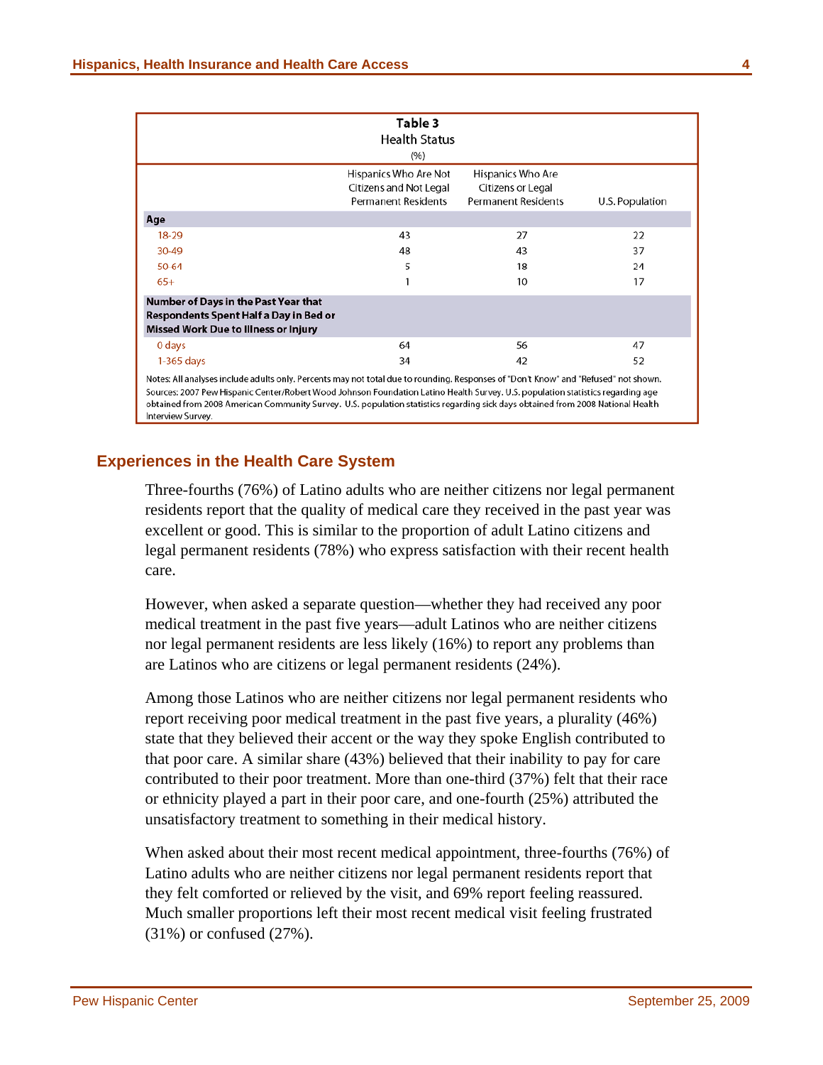**Table 3**
**Health Status**
(%)

| | Hispanics Who Are Not Citizens and Not Legal Permanent Residents | Hispanics Who Are Citizens or Legal Permanent Residents | U.S. Population |
|---|---|---|---|
| **Age** | | | |
| 18-29 | 43 | 27 | 22 |
| 30-49 | 48 | 43 | 37 |
| 50-64 | 5 | 18 | 24 |
| 65+ | 1 | 10 | 17 |
| **Number of Days in the Past Year that Respondents Spent Half a Day in Bed or Missed Work Due to Illness or Injury** | | | |
| 0 days | 64 | 56 | 47 |
| 1-365 days | 34 | 42 | 52 |

Notes: All analyses include adults only. Percents may not total due to rounding. Responses of "Don't Know" and "Refused" not shown.
Sources: 2007 Pew Hispanic Center/Robert Wood Johnson Foundation Latino Health Survey. U.S. population statistics regarding age obtained from 2008 American Community Survey. U.S. population statistics regarding sick days obtained from 2008 National Health Interview Survey.

## Experiences in the Health Care System

Three-fourths (76%) of Latino adults who are neither citizens nor legal permanent residents report that the quality of medical care they received in the past year was excellent or good. This is similar to the proportion of adult Latino citizens and legal permanent residents (78%) who express satisfaction with their recent health care.

However, when asked a separate question—whether they had received any poor medical treatment in the past five years—adult Latinos who are neither citizens nor legal permanent residents are less likely (16%) to report any problems than are Latinos who are citizens or legal permanent residents (24%).

Among those Latinos who are neither citizens nor legal permanent residents who report receiving poor medical treatment in the past five years, a plurality (46%) state that they believed their accent or the way they spoke English contributed to that poor care. A similar share (43%) believed that their inability to pay for care contributed to their poor treatment. More than one-third (37%) felt that their race or ethnicity played a part in their poor care, and one-fourth (25%) attributed the unsatisfactory treatment to something in their medical history.

When asked about their most recent medical appointment, three-fourths (76%) of Latino adults who are neither citizens nor legal permanent residents report that they felt comforted or relieved by the visit, and 69% report feeling reassured. Much smaller proportions left their most recent medical visit feeling frustrated (31%) or confused (27%).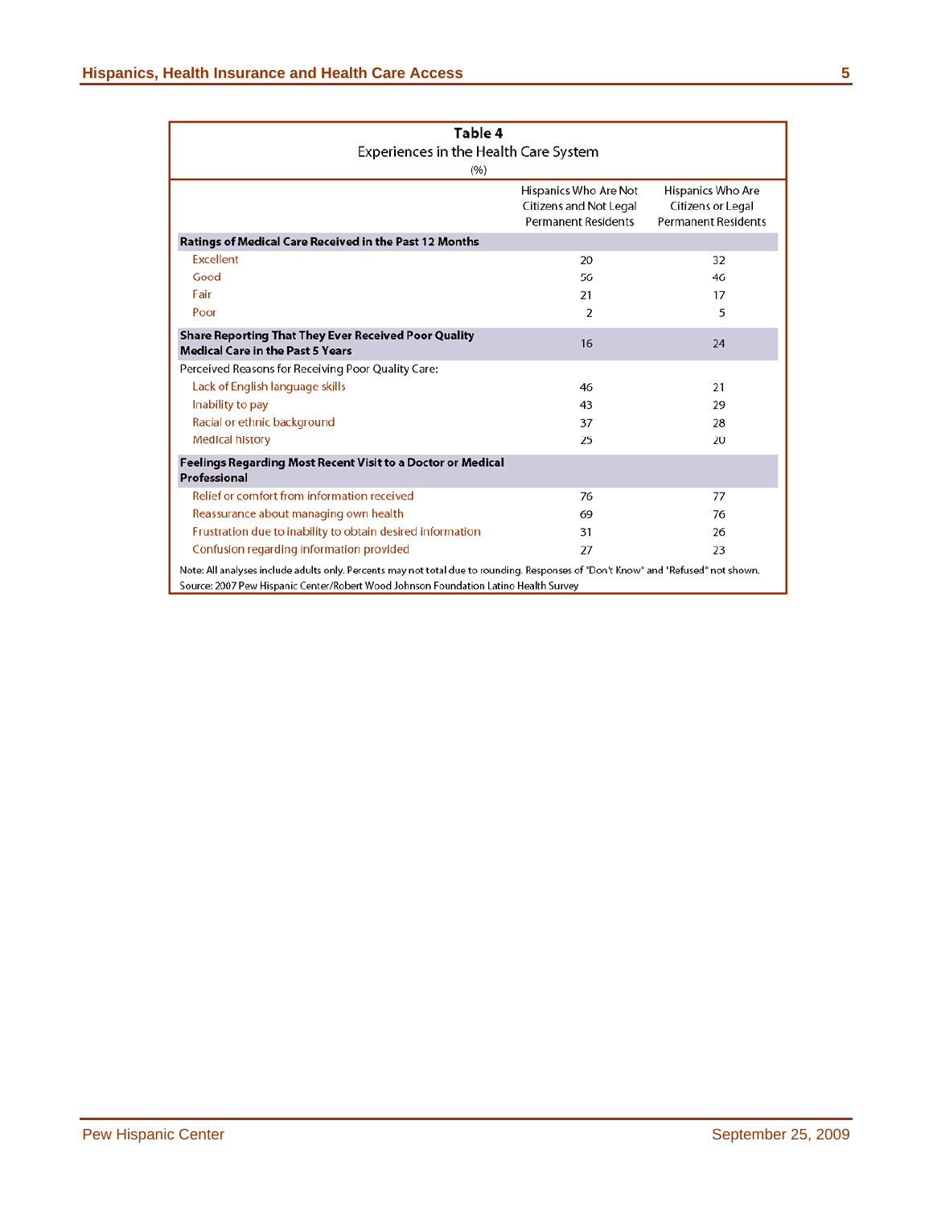**Table 4**
Experiences in the Health Care System
(%)

| | Hispanics Who Are Not Citizens and Not Legal Permanent Residents | Hispanics Who Are Citizens or Legal Permanent Residents |
|---|---|---|
| **Ratings of Medical Care Received in the Past 12 Months** | | |
| Excellent | 20 | 32 |
| Good | 56 | 46 |
| Fair | 21 | 17 |
| Poor | 2 | 5 |
| **Share Reporting That They Ever Received Poor Quality Medical Care in the Past 5 Years** | 16 | 24 |
| Perceived Reasons for Receiving Poor Quality Care: | | |
| Lack of English language skills | 46 | 21 |
| Inability to pay | 43 | 29 |
| Racial or ethnic background | 37 | 28 |
| Medical history | 25 | 20 |
| **Feelings Regarding Most Recent Visit to a Doctor or Medical Professional** | | |
| Relief or comfort from information received | 76 | 77 |
| Reassurance about managing own health | 69 | 76 |
| Frustration due to inability to obtain desired information | 31 | 26 |
| Confusion regarding information provided | 27 | 23 |

Note: All analyses include adults only. Percents may not total due to rounding. Responses of "Don't Know" and "Refused" not shown.
Source: 2007 Pew Hispanic Center/Robert Wood Johnson Foundation Latino Health Survey